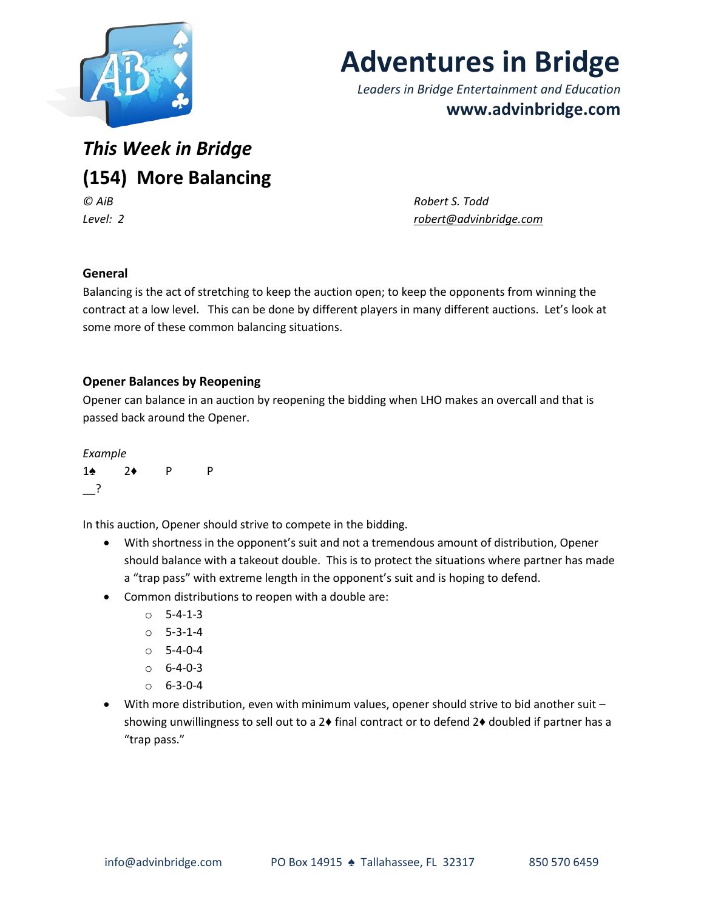# Adventures in Bridge

*Leaders in Bridge Entertainment and Education*

**www.advinbridge.com**

## *This Week in Bridge*

## (154) More Balancing

*© AiB* *Robert S. Todd*

*Level: 2* *robert@advinbridge.com*

### General

Balancing is the act of stretching to keep the auction open; to keep the opponents from winning the contract at a low level. This can be done by different players in many different auctions. Let's look at some more of these common balancing situations.

### Opener Balances by Reopening

Opener can balance in an auction by reopening the bidding when LHO makes an overcall and that is passed back around the Opener.

*Example*

1♠ 2♦ P P

__?

In this auction, Opener should strive to compete in the bidding.

- With shortness in the opponent's suit and not a tremendous amount of distribution, Opener should balance with a takeout double. This is to protect the situations where partner has made a "trap pass" with extreme length in the opponent's suit and is hoping to defend.
- Common distributions to reopen with a double are:
  - 5-4-1-3
  - 5-3-1-4
  - 5-4-0-4
  - 6-4-0-3
  - 6-3-0-4
- With more distribution, even with minimum values, opener should strive to bid another suit – showing unwillingness to sell out to a 2♦ final contract or to defend 2♦ doubled if partner has a "trap pass."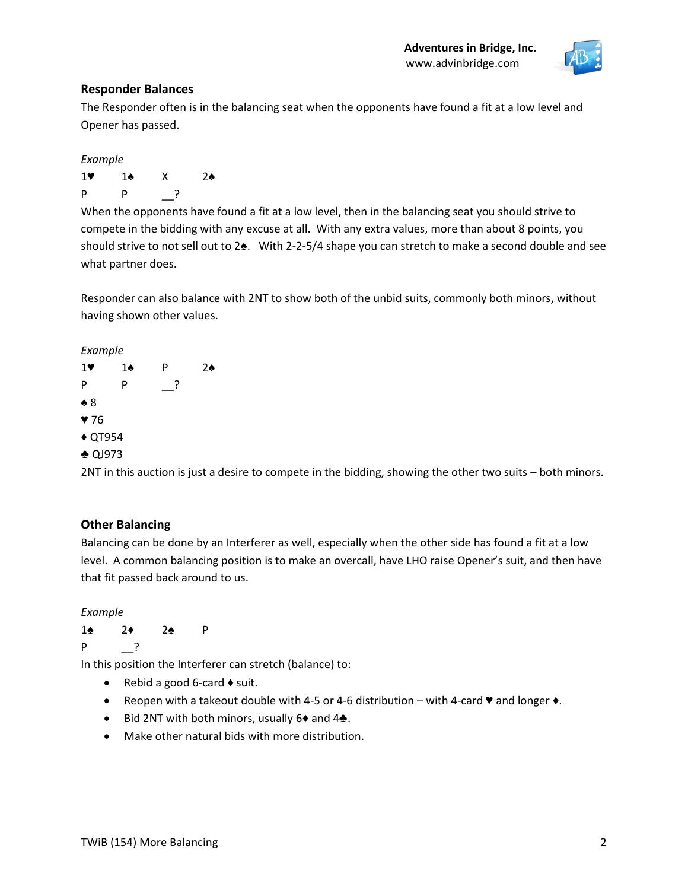## Responder Balances

The Responder often is in the balancing seat when the opponents have found a fit at a low level and Opener has passed.

*Example*

| | | | |
|---|---|---|---|
| 1♥ | 1♠ | X | 2♠ |
| P | P | __? | |

When the opponents have found a fit at a low level, then in the balancing seat you should strive to compete in the bidding with any excuse at all. With any extra values, more than about 8 points, you should strive to not sell out to 2♠. With 2-2-5/4 shape you can stretch to make a second double and see what partner does.

Responder can also balance with 2NT to show both of the unbid suits, commonly both minors, without having shown other values.

*Example*

| | | | |
|---|---|---|---|
| 1♥ | 1♠ | P | 2♠ |
| P | P | __? | |

♠ 8
♥ 76
♦ QT954
♣ QJ973

2NT in this auction is just a desire to compete in the bidding, showing the other two suits – both minors.

## Other Balancing

Balancing can be done by an Interferer as well, especially when the other side has found a fit at a low level. A common balancing position is to make an overcall, have LHO raise Opener's suit, and then have that fit passed back around to us.

*Example*

| | | | |
|---|---|---|---|
| 1♠ | 2♦ | 2♠ | P |
| P | __? | | |

In this position the Interferer can stretch (balance) to:

- Rebid a good 6-card ♦ suit.
- Reopen with a takeout double with 4-5 or 4-6 distribution – with 4-card ♥ and longer ♦.
- Bid 2NT with both minors, usually 6♦ and 4♣.
- Make other natural bids with more distribution.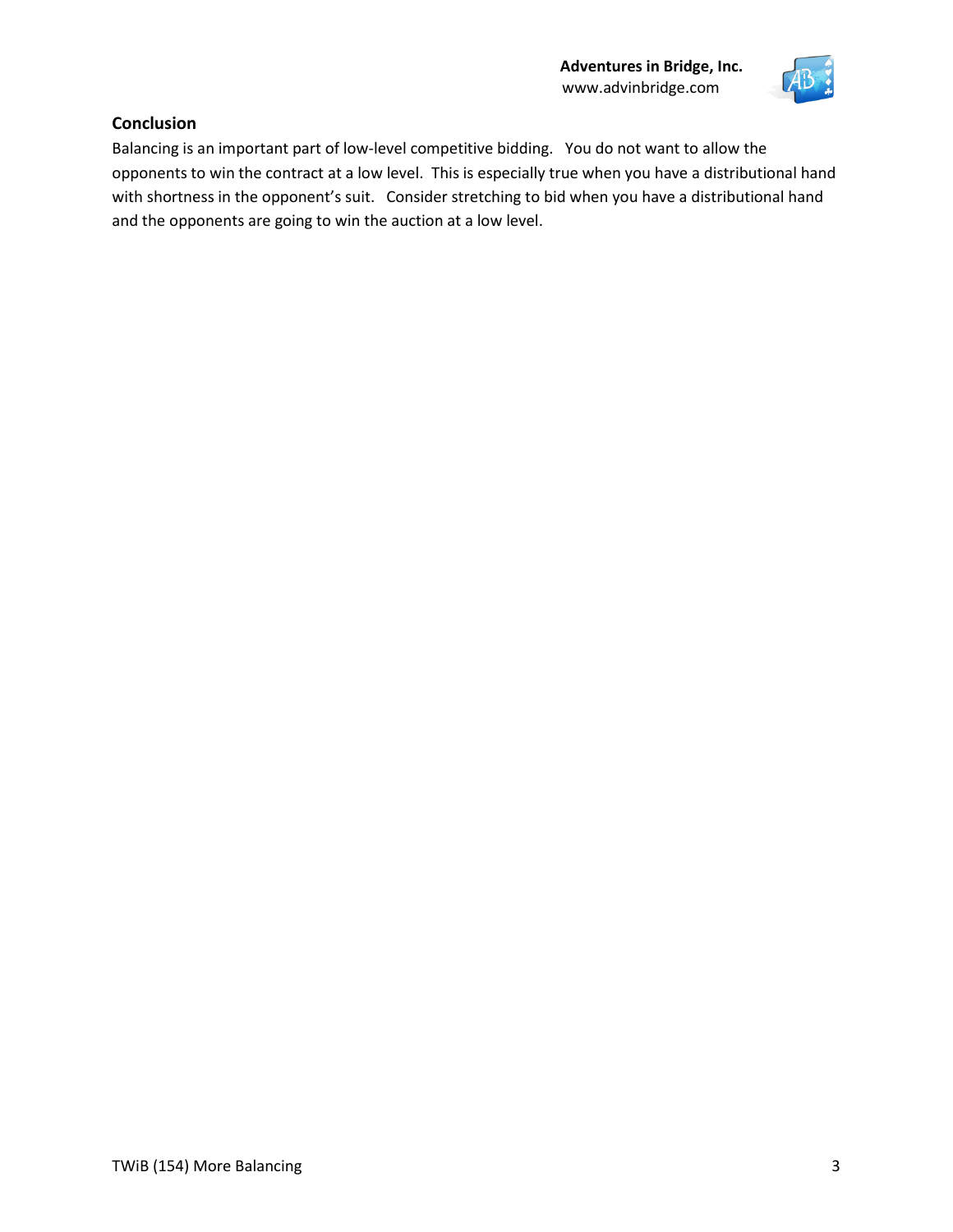## Conclusion

Balancing is an important part of low-level competitive bidding. You do not want to allow the opponents to win the contract at a low level. This is especially true when you have a distributional hand with shortness in the opponent's suit. Consider stretching to bid when you have a distributional hand and the opponents are going to win the auction at a low level.